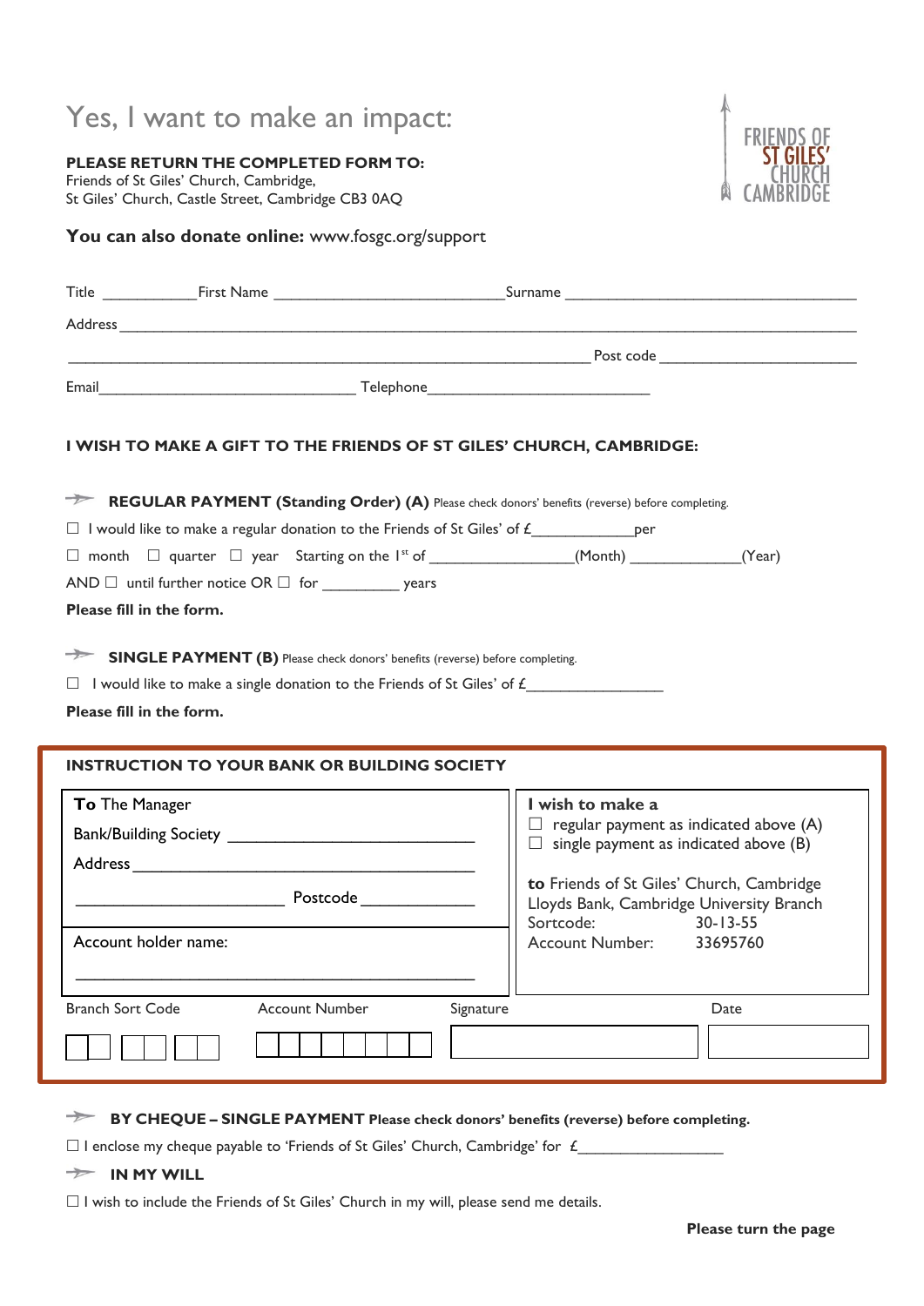# Yes, I want to make an impact:

FRIENDS OF ST GILES' CHURCH CAMBRIDGE

**PLEASE RETURN THE COMPLETED FORM TO:**
Friends of St Giles' Church, Cambridge,
St Giles' Church, Castle Street, Cambridge CB3 0AQ

**You can also donate online:** www.fosgc.org/support

Title ___________ First Name ___________________________ Surname ___________________________________

Address ___________________________________________________________________________________

_______________________________________________________________ Post code _______________________

Email_______________________________ Telephone___________________________

**I WISH TO MAKE A GIFT TO THE FRIENDS OF ST GILES' CHURCH, CAMBRIDGE:**

**REGULAR PAYMENT (Standing Order) (A)** Please check donors' benefits (reverse) before completing.

☐ I would like to make a regular donation to the Friends of St Giles' of £____________ per

☐ month ☐ quarter ☐ year Starting on the 1st of _________________(Month) _____________(Year)

AND ☐ until further notice OR ☐ for _________ years

**Please fill in the form.**

**SINGLE PAYMENT (B)** Please check donors' benefits (reverse) before completing.

☐ I would like to make a single donation to the Friends of St Giles' of £________________

**Please fill in the form.**

**INSTRUCTION TO YOUR BANK OR BUILDING SOCIETY**

**To** The Manager

Bank/Building Society ___________________________

Address ________________________________________

_______________________ Postcode _____________

Account holder name:

_____________________________________________

**I wish to make a**
☐ regular payment as indicated above (A)
☐ single payment as indicated above (B)

**to** Friends of St Giles' Church, Cambridge
Lloyds Bank, Cambridge University Branch
Sortcode: 30-13-55
Account Number: 33695760

| Branch Sort Code | Account Number | Signature | Date |
|---|---|---|---|
| ☐☐ ☐☐ ☐☐ | ☐☐☐☐☐☐☐☐ | | |

**BY CHEQUE – SINGLE PAYMENT Please check donors' benefits (reverse) before completing.**

☐ I enclose my cheque payable to 'Friends of St Giles' Church, Cambridge' for £_________________

**IN MY WILL**

☐ I wish to include the Friends of St Giles' Church in my will, please send me details.

**Please turn the page**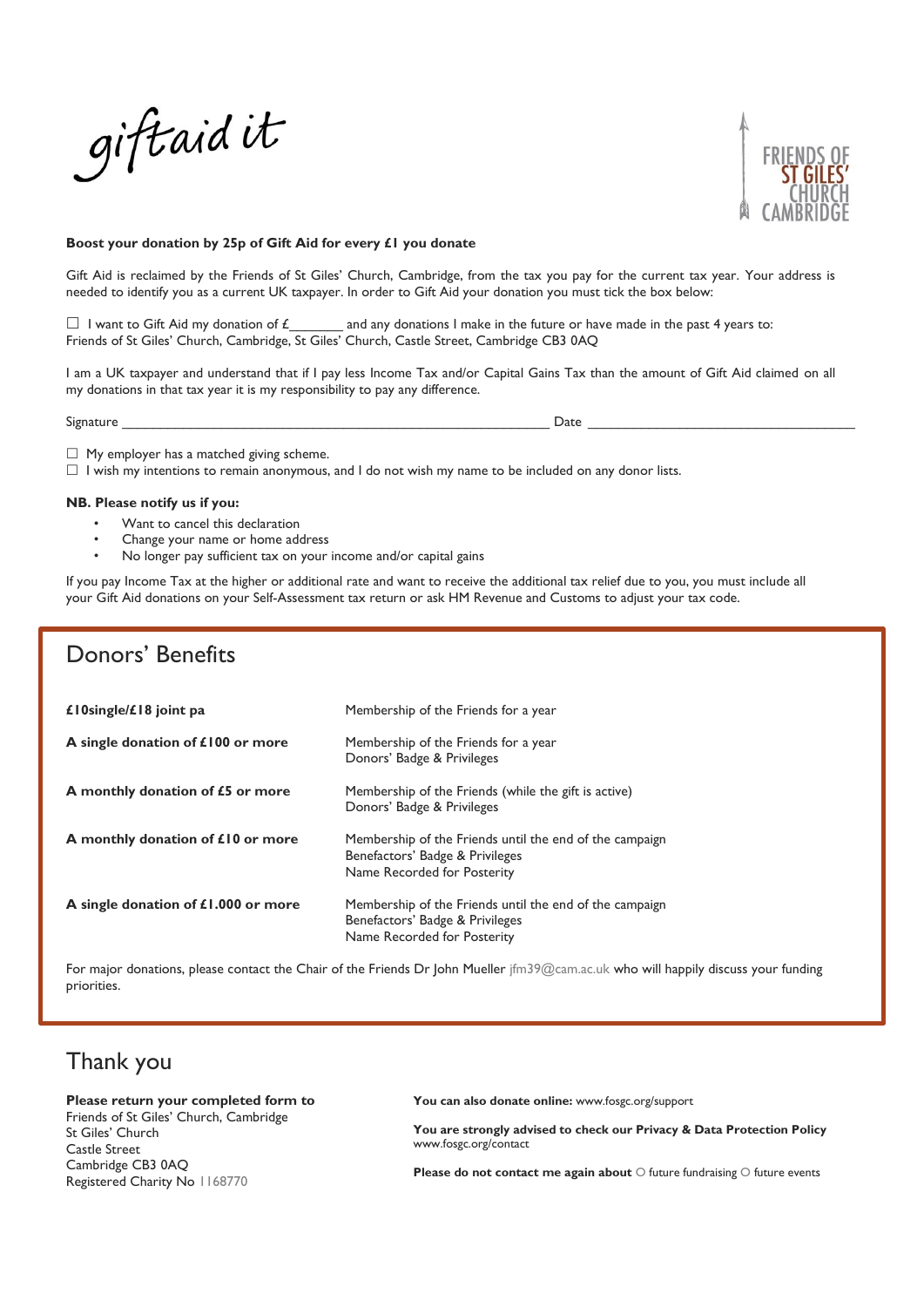giftaid it

FRIENDS OF ST GILES' CHURCH CAMBRIDGE

**Boost your donation by 25p of Gift Aid for every £1 you donate**

Gift Aid is reclaimed by the Friends of St Giles' Church, Cambridge, from the tax you pay for the current tax year. Your address is needed to identify you as a current UK taxpayer. In order to Gift Aid your donation you must tick the box below:

☐ I want to Gift Aid my donation of £________ and any donations I make in the future or have made in the past 4 years to: Friends of St Giles' Church, Cambridge, St Giles' Church, Castle Street, Cambridge CB3 0AQ

I am a UK taxpayer and understand that if I pay less Income Tax and/or Capital Gains Tax than the amount of Gift Aid claimed on all my donations in that tax year it is my responsibility to pay any difference.

Signature ____________________________________________ Date ______________________________

☐ My employer has a matched giving scheme.
☐ I wish my intentions to remain anonymous, and I do not wish my name to be included on any donor lists.

**NB. Please notify us if you:**

- Want to cancel this declaration
- Change your name or home address
- No longer pay sufficient tax on your income and/or capital gains

If you pay Income Tax at the higher or additional rate and want to receive the additional tax relief due to you, you must include all your Gift Aid donations on your Self-Assessment tax return or ask HM Revenue and Customs to adjust your tax code.

## Donors' Benefits

| | |
|---|---|
| **£10single/£18 joint pa** | Membership of the Friends for a year |
| **A single donation of £100 or more** | Membership of the Friends for a year<br>Donors' Badge & Privileges |
| **A monthly donation of £5 or more** | Membership of the Friends (while the gift is active)<br>Donors' Badge & Privileges |
| **A monthly donation of £10 or more** | Membership of the Friends until the end of the campaign<br>Benefactors' Badge & Privileges<br>Name Recorded for Posterity |
| **A single donation of £1.000 or more** | Membership of the Friends until the end of the campaign<br>Benefactors' Badge & Privileges<br>Name Recorded for Posterity |

For major donations, please contact the Chair of the Friends Dr John Mueller jfm39@cam.ac.uk who will happily discuss your funding priorities.

## Thank you

**Please return your completed form to**
Friends of St Giles' Church, Cambridge
St Giles' Church
Castle Street
Cambridge CB3 0AQ
Registered Charity No 1168770

**You can also donate online:** www.fosgc.org/support

**You are strongly advised to check our Privacy & Data Protection Policy**
www.fosgc.org/contact

**Please do not contact me again about** ○ future fundraising ○ future events